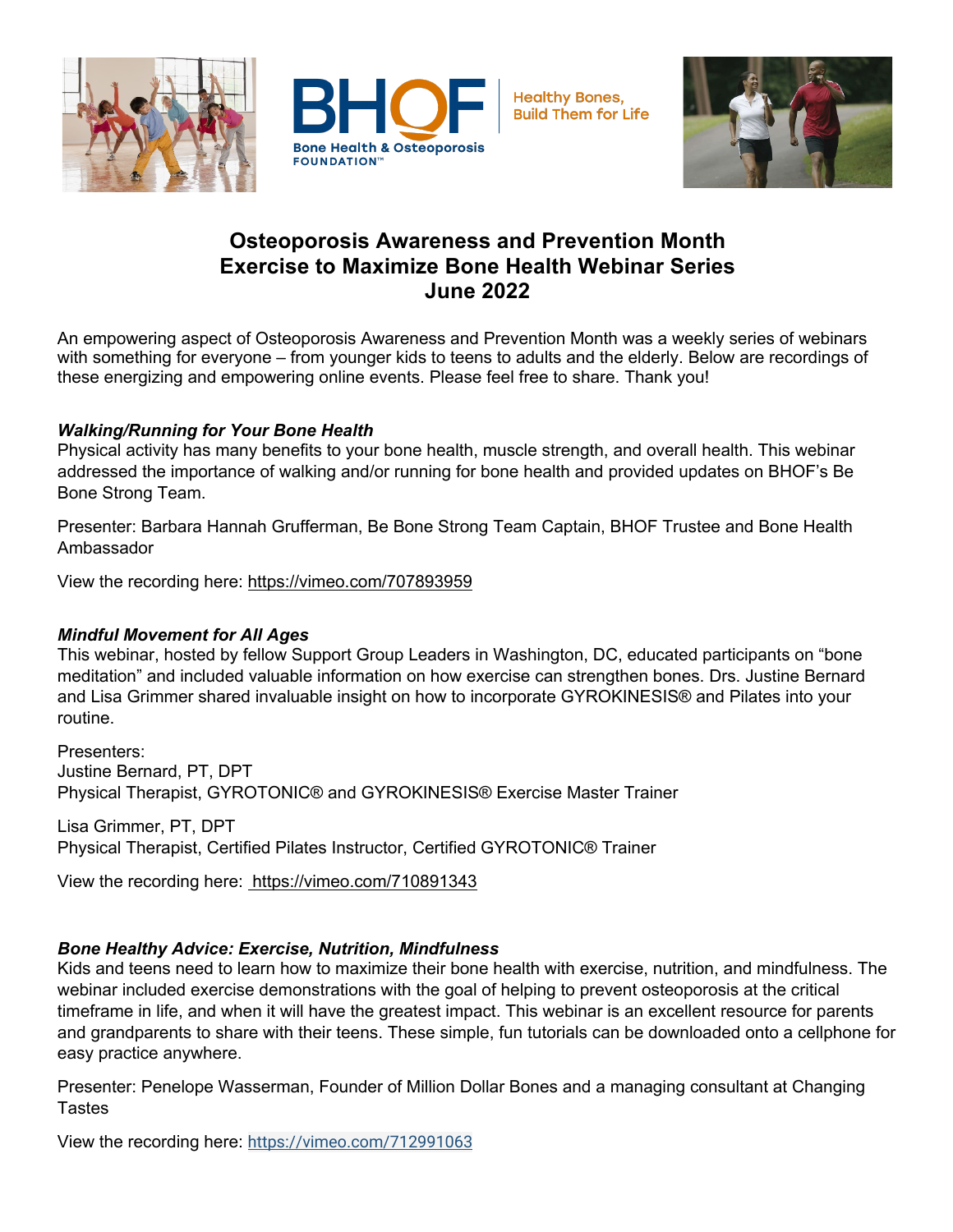BHOF Bone Health & Osteoporosis FOUNDATION™

Healthy Bones, Build Them for Life

# Osteoporosis Awareness and Prevention Month
# Exercise to Maximize Bone Health Webinar Series
# June 2022

An empowering aspect of Osteoporosis Awareness and Prevention Month was a weekly series of webinars with something for everyone – from younger kids to teens to adults and the elderly. Below are recordings of these energizing and empowering online events. Please feel free to share. Thank you!

### ***Walking/Running for Your Bone Health***

Physical activity has many benefits to your bone health, muscle strength, and overall health. This webinar addressed the importance of walking and/or running for bone health and provided updates on BHOF's Be Bone Strong Team.

Presenter: Barbara Hannah Grufferman, Be Bone Strong Team Captain, BHOF Trustee and Bone Health Ambassador

View the recording here: https://vimeo.com/707893959

### ***Mindful Movement for All Ages***

This webinar, hosted by fellow Support Group Leaders in Washington, DC, educated participants on "bone meditation" and included valuable information on how exercise can strengthen bones. Drs. Justine Bernard and Lisa Grimmer shared invaluable insight on how to incorporate GYROKINESIS® and Pilates into your routine.

Presenters:
Justine Bernard, PT, DPT
Physical Therapist, GYROTONIC® and GYROKINESIS® Exercise Master Trainer

Lisa Grimmer, PT, DPT
Physical Therapist, Certified Pilates Instructor, Certified GYROTONIC® Trainer

View the recording here: https://vimeo.com/710891343

### ***Bone Healthy Advice: Exercise, Nutrition, Mindfulness***

Kids and teens need to learn how to maximize their bone health with exercise, nutrition, and mindfulness. The webinar included exercise demonstrations with the goal of helping to prevent osteoporosis at the critical timeframe in life, and when it will have the greatest impact. This webinar is an excellent resource for parents and grandparents to share with their teens. These simple, fun tutorials can be downloaded onto a cellphone for easy practice anywhere.

Presenter: Penelope Wasserman, Founder of Million Dollar Bones and a managing consultant at Changing Tastes

View the recording here: https://vimeo.com/712991063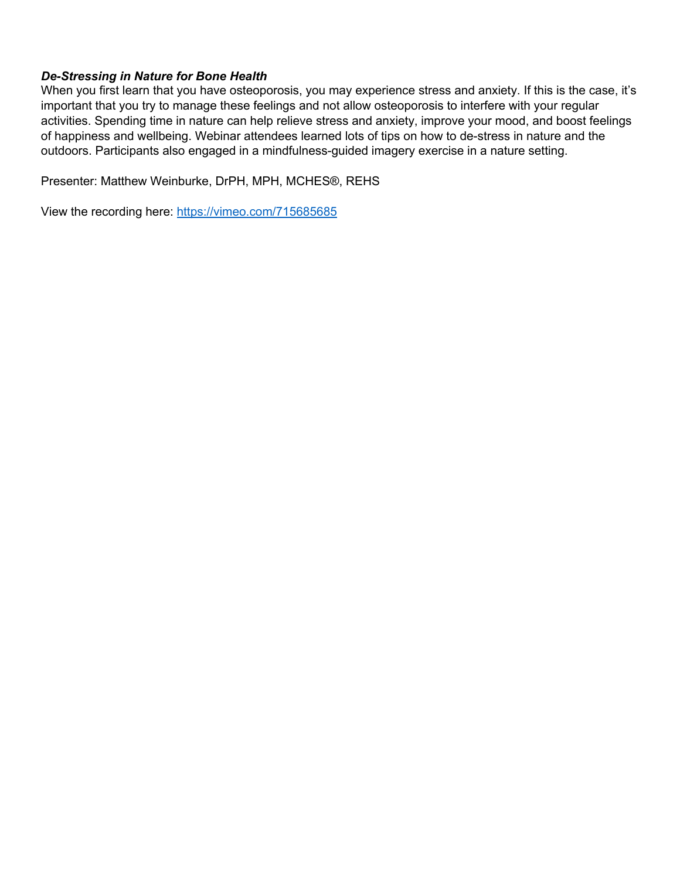***De-Stressing in Nature for Bone Health***

When you first learn that you have osteoporosis, you may experience stress and anxiety. If this is the case, it's important that you try to manage these feelings and not allow osteoporosis to interfere with your regular activities. Spending time in nature can help relieve stress and anxiety, improve your mood, and boost feelings of happiness and wellbeing. Webinar attendees learned lots of tips on how to de-stress in nature and the outdoors. Participants also engaged in a mindfulness-guided imagery exercise in a nature setting.

Presenter: Matthew Weinburke, DrPH, MPH, MCHES®, REHS

View the recording here: [https://vimeo.com/715685685](https://vimeo.com/715685685)